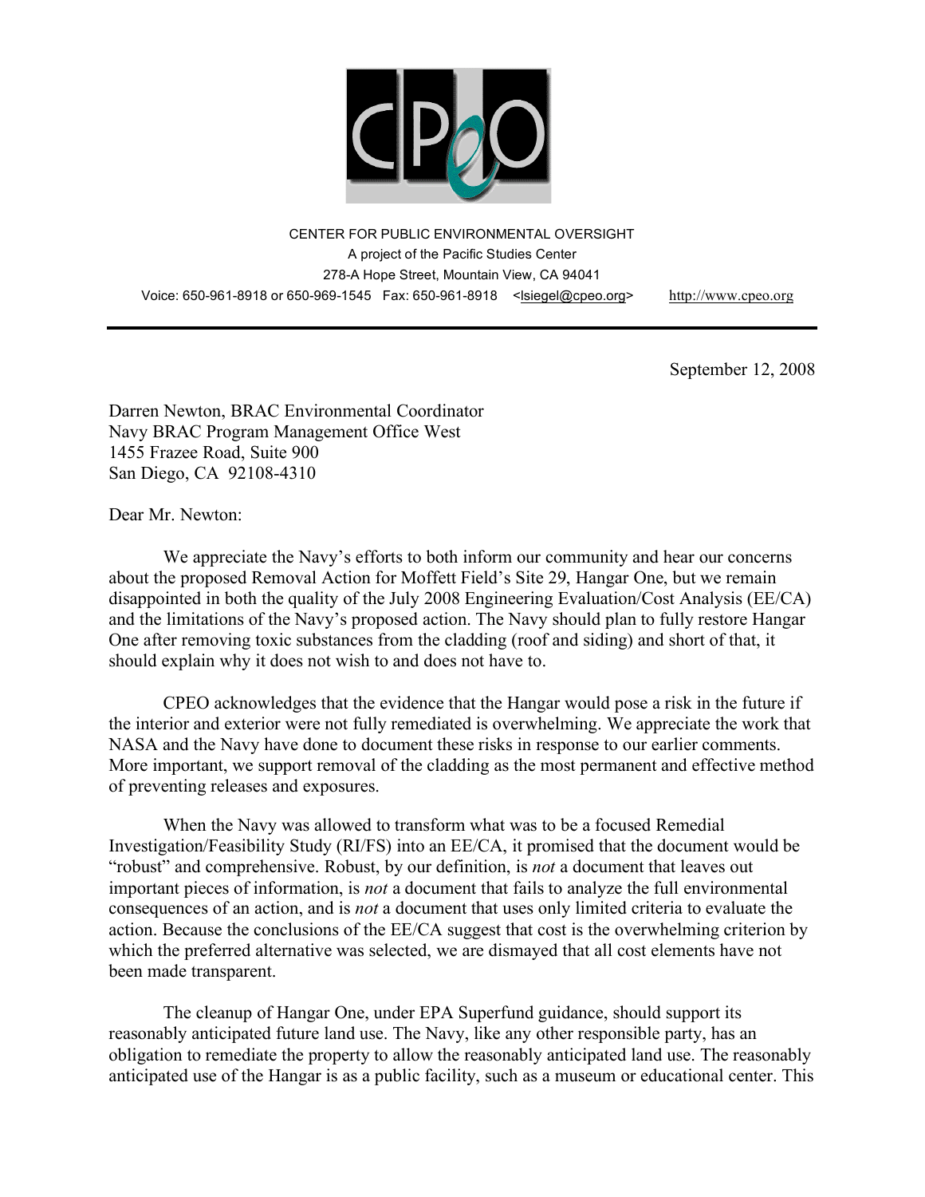CENTER FOR PUBLIC ENVIRONMENTAL OVERSIGHT
A project of the Pacific Studies Center
278-A Hope Street, Mountain View, CA 94041
Voice: 650-961-8918 or 650-969-1545 Fax: 650-961-8918 <lsiegel@cpeo.org> http://www.cpeo.org

---

September 12, 2008

Darren Newton, BRAC Environmental Coordinator
Navy BRAC Program Management Office West
1455 Frazee Road, Suite 900
San Diego, CA 92108-4310

Dear Mr. Newton:

We appreciate the Navy's efforts to both inform our community and hear our concerns about the proposed Removal Action for Moffett Field's Site 29, Hangar One, but we remain disappointed in both the quality of the July 2008 Engineering Evaluation/Cost Analysis (EE/CA) and the limitations of the Navy's proposed action. The Navy should plan to fully restore Hangar One after removing toxic substances from the cladding (roof and siding) and short of that, it should explain why it does not wish to and does not have to.

CPEO acknowledges that the evidence that the Hangar would pose a risk in the future if the interior and exterior were not fully remediated is overwhelming. We appreciate the work that NASA and the Navy have done to document these risks in response to our earlier comments. More important, we support removal of the cladding as the most permanent and effective method of preventing releases and exposures.

When the Navy was allowed to transform what was to be a focused Remedial Investigation/Feasibility Study (RI/FS) into an EE/CA, it promised that the document would be "robust" and comprehensive. Robust, by our definition, is *not* a document that leaves out important pieces of information, is *not* a document that fails to analyze the full environmental consequences of an action, and is *not* a document that uses only limited criteria to evaluate the action. Because the conclusions of the EE/CA suggest that cost is the overwhelming criterion by which the preferred alternative was selected, we are dismayed that all cost elements have not been made transparent.

The cleanup of Hangar One, under EPA Superfund guidance, should support its reasonably anticipated future land use. The Navy, like any other responsible party, has an obligation to remediate the property to allow the reasonably anticipated land use. The reasonably anticipated use of the Hangar is as a public facility, such as a museum or educational center. This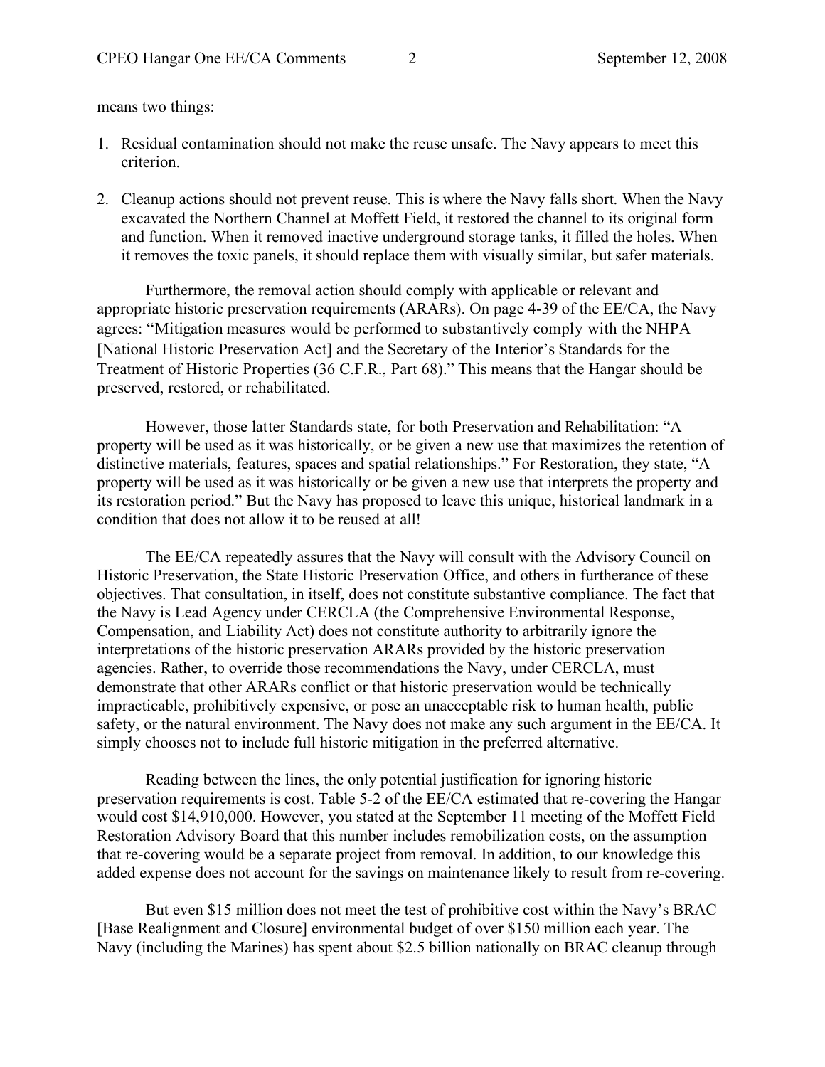means two things:

1. Residual contamination should not make the reuse unsafe. The Navy appears to meet this criterion.
2. Cleanup actions should not prevent reuse. This is where the Navy falls short. When the Navy excavated the Northern Channel at Moffett Field, it restored the channel to its original form and function. When it removed inactive underground storage tanks, it filled the holes. When it removes the toxic panels, it should replace them with visually similar, but safer materials.

Furthermore, the removal action should comply with applicable or relevant and appropriate historic preservation requirements (ARARs). On page 4-39 of the EE/CA, the Navy agrees: "Mitigation measures would be performed to substantively comply with the NHPA [National Historic Preservation Act] and the Secretary of the Interior's Standards for the Treatment of Historic Properties (36 C.F.R., Part 68)." This means that the Hangar should be preserved, restored, or rehabilitated.

However, those latter Standards state, for both Preservation and Rehabilitation: "A property will be used as it was historically, or be given a new use that maximizes the retention of distinctive materials, features, spaces and spatial relationships." For Restoration, they state, "A property will be used as it was historically or be given a new use that interprets the property and its restoration period." But the Navy has proposed to leave this unique, historical landmark in a condition that does not allow it to be reused at all!

The EE/CA repeatedly assures that the Navy will consult with the Advisory Council on Historic Preservation, the State Historic Preservation Office, and others in furtherance of these objectives. That consultation, in itself, does not constitute substantive compliance. The fact that the Navy is Lead Agency under CERCLA (the Comprehensive Environmental Response, Compensation, and Liability Act) does not constitute authority to arbitrarily ignore the interpretations of the historic preservation ARARs provided by the historic preservation agencies. Rather, to override those recommendations the Navy, under CERCLA, must demonstrate that other ARARs conflict or that historic preservation would be technically impracticable, prohibitively expensive, or pose an unacceptable risk to human health, public safety, or the natural environment. The Navy does not make any such argument in the EE/CA. It simply chooses not to include full historic mitigation in the preferred alternative.

Reading between the lines, the only potential justification for ignoring historic preservation requirements is cost. Table 5-2 of the EE/CA estimated that re-covering the Hangar would cost $14,910,000. However, you stated at the September 11 meeting of the Moffett Field Restoration Advisory Board that this number includes remobilization costs, on the assumption that re-covering would be a separate project from removal. In addition, to our knowledge this added expense does not account for the savings on maintenance likely to result from re-covering.

But even $15 million does not meet the test of prohibitive cost within the Navy's BRAC [Base Realignment and Closure] environmental budget of over $150 million each year. The Navy (including the Marines) has spent about $2.5 billion nationally on BRAC cleanup through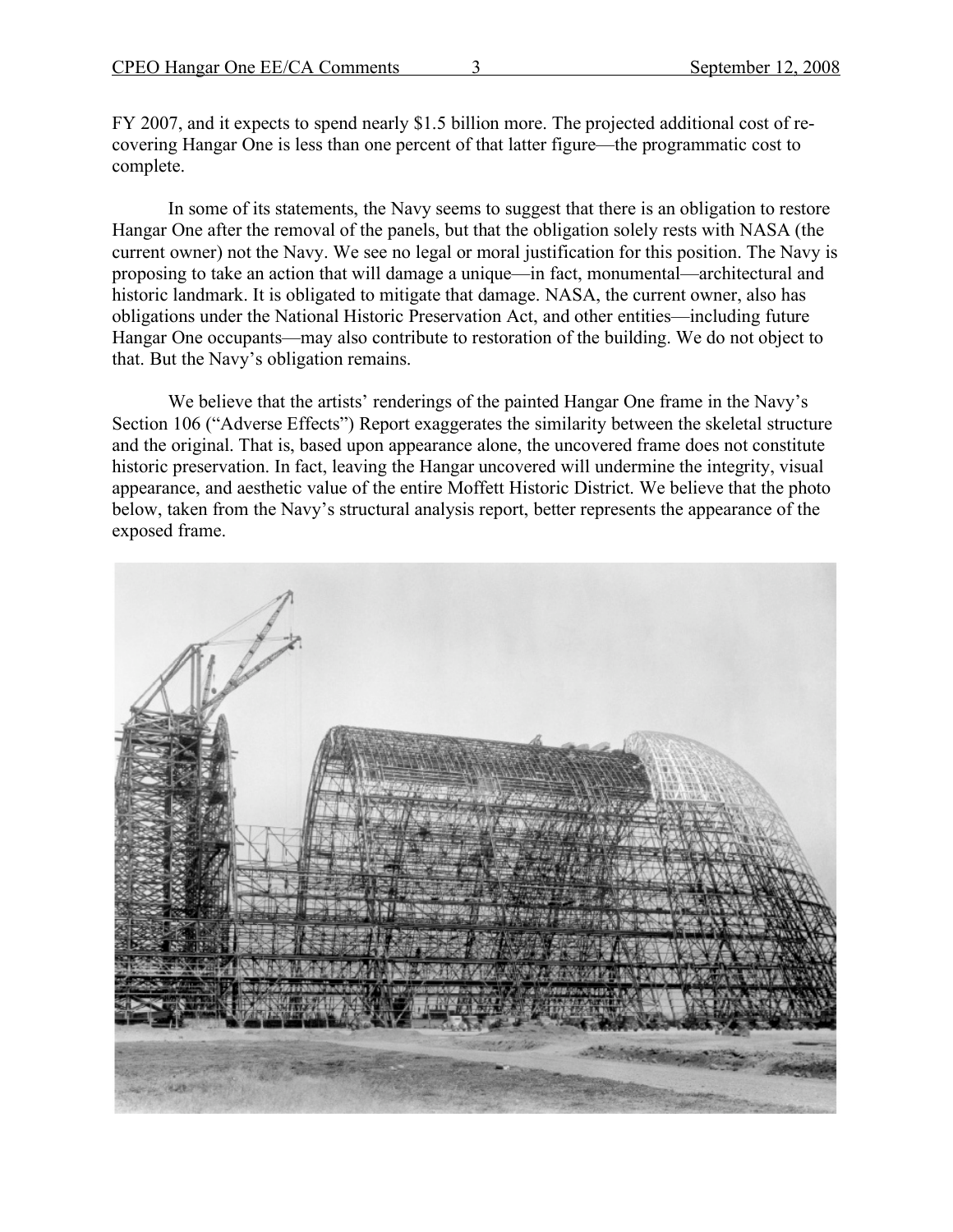FY 2007, and it expects to spend nearly $1.5 billion more. The projected additional cost of re-covering Hangar One is less than one percent of that latter figure—the programmatic cost to complete.

In some of its statements, the Navy seems to suggest that there is an obligation to restore Hangar One after the removal of the panels, but that the obligation solely rests with NASA (the current owner) not the Navy. We see no legal or moral justification for this position. The Navy is proposing to take an action that will damage a unique—in fact, monumental—architectural and historic landmark. It is obligated to mitigate that damage. NASA, the current owner, also has obligations under the National Historic Preservation Act, and other entities—including future Hangar One occupants—may also contribute to restoration of the building. We do not object to that. But the Navy's obligation remains.

We believe that the artists' renderings of the painted Hangar One frame in the Navy's Section 106 ("Adverse Effects") Report exaggerates the similarity between the skeletal structure and the original. That is, based upon appearance alone, the uncovered frame does not constitute historic preservation. In fact, leaving the Hangar uncovered will undermine the integrity, visual appearance, and aesthetic value of the entire Moffett Historic District. We believe that the photo below, taken from the Navy's structural analysis report, better represents the appearance of the exposed frame.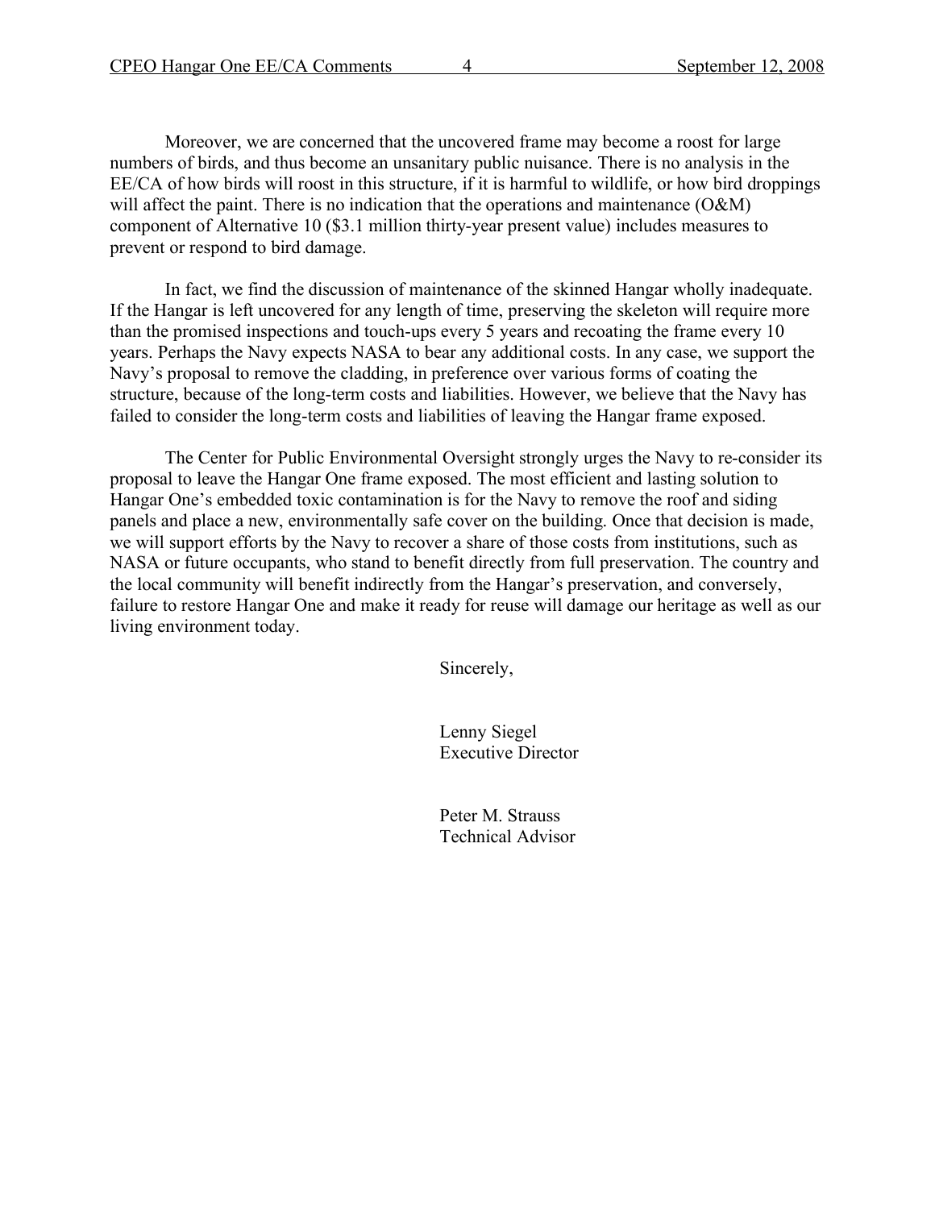Moreover, we are concerned that the uncovered frame may become a roost for large numbers of birds, and thus become an unsanitary public nuisance. There is no analysis in the EE/CA of how birds will roost in this structure, if it is harmful to wildlife, or how bird droppings will affect the paint. There is no indication that the operations and maintenance (O&M) component of Alternative 10 ($3.1 million thirty-year present value) includes measures to prevent or respond to bird damage.

In fact, we find the discussion of maintenance of the skinned Hangar wholly inadequate. If the Hangar is left uncovered for any length of time, preserving the skeleton will require more than the promised inspections and touch-ups every 5 years and recoating the frame every 10 years. Perhaps the Navy expects NASA to bear any additional costs. In any case, we support the Navy's proposal to remove the cladding, in preference over various forms of coating the structure, because of the long-term costs and liabilities. However, we believe that the Navy has failed to consider the long-term costs and liabilities of leaving the Hangar frame exposed.

The Center for Public Environmental Oversight strongly urges the Navy to re-consider its proposal to leave the Hangar One frame exposed. The most efficient and lasting solution to Hangar One's embedded toxic contamination is for the Navy to remove the roof and siding panels and place a new, environmentally safe cover on the building. Once that decision is made, we will support efforts by the Navy to recover a share of those costs from institutions, such as NASA or future occupants, who stand to benefit directly from full preservation. The country and the local community will benefit indirectly from the Hangar's preservation, and conversely, failure to restore Hangar One and make it ready for reuse will damage our heritage as well as our living environment today.

Sincerely,

Lenny Siegel
Executive Director

Peter M. Strauss
Technical Advisor